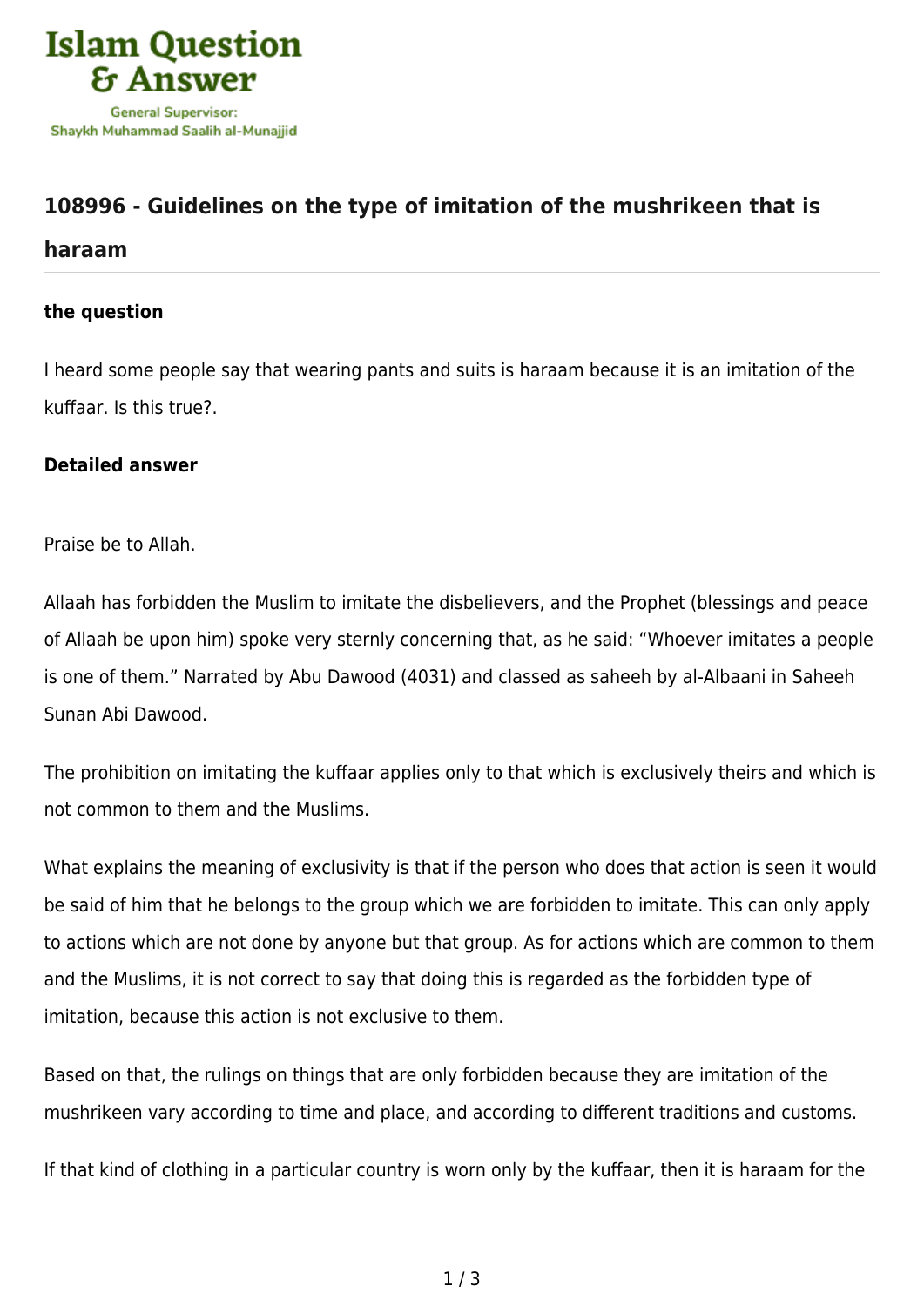# 108996 - Guidelines on the type of imitation of the mushrikeen that is haraam

### the question

I heard some people say that wearing pants and suits is haraam because it is an imitation of the kuffaar. Is this true?.

### Detailed answer

Praise be to Allah.

Allaah has forbidden the Muslim to imitate the disbelievers, and the Prophet (blessings and peace of Allaah be upon him) spoke very sternly concerning that, as he said: "Whoever imitates a people is one of them." Narrated by Abu Dawood (4031) and classed as saheeh by al-Albaani in Saheeh Sunan Abi Dawood.

The prohibition on imitating the kuffaar applies only to that which is exclusively theirs and which is not common to them and the Muslims.

What explains the meaning of exclusivity is that if the person who does that action is seen it would be said of him that he belongs to the group which we are forbidden to imitate. This can only apply to actions which are not done by anyone but that group. As for actions which are common to them and the Muslims, it is not correct to say that doing this is regarded as the forbidden type of imitation, because this action is not exclusive to them.

Based on that, the rulings on things that are only forbidden because they are imitation of the mushrikeen vary according to time and place, and according to different traditions and customs.

If that kind of clothing in a particular country is worn only by the kuffaar, then it is haraam for the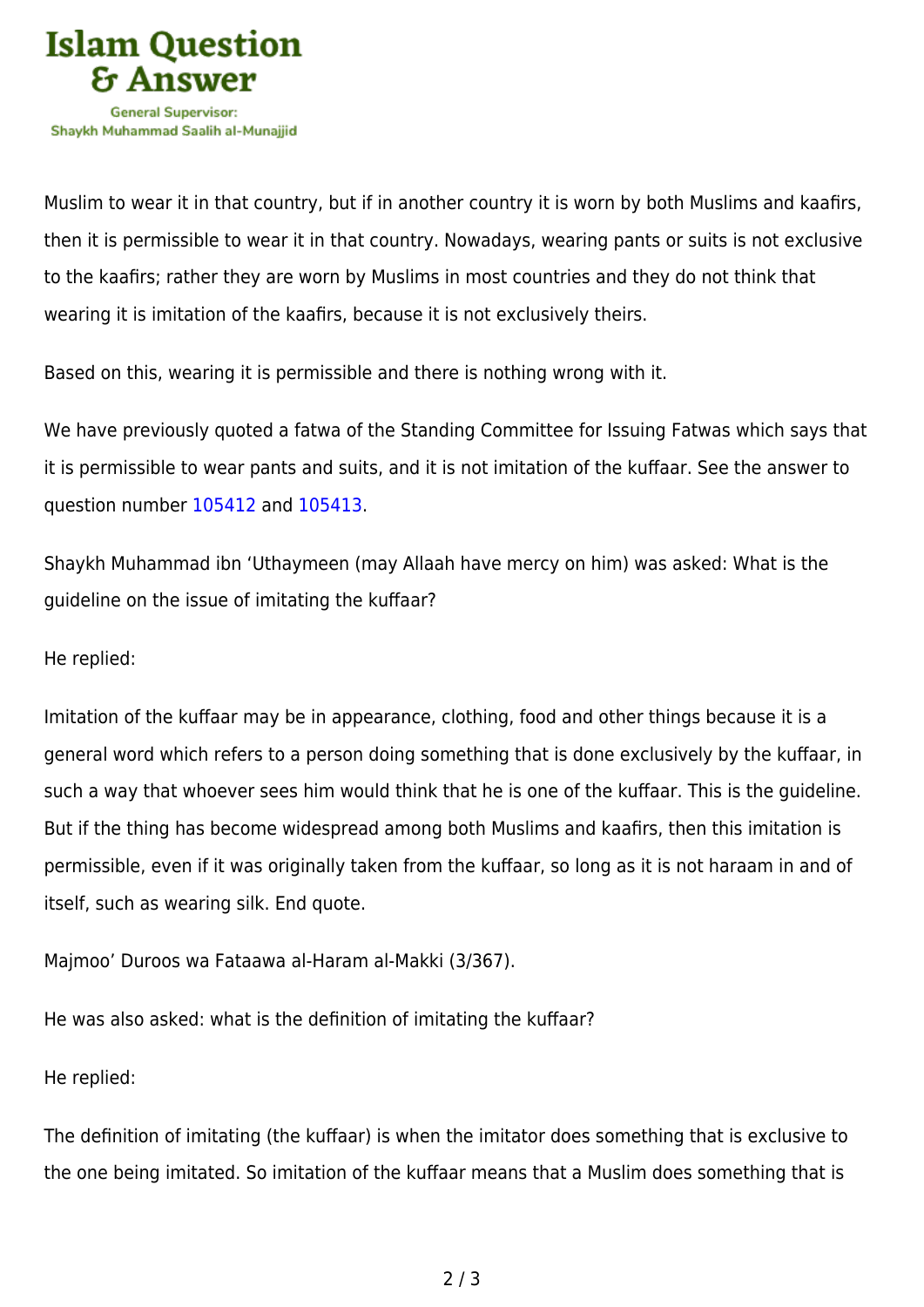Muslim to wear it in that country, but if in another country it is worn by both Muslims and kaafirs, then it is permissible to wear it in that country. Nowadays, wearing pants or suits is not exclusive to the kaafirs; rather they are worn by Muslims in most countries and they do not think that wearing it is imitation of the kaafirs, because it is not exclusively theirs.

Based on this, wearing it is permissible and there is nothing wrong with it.

We have previously quoted a fatwa of the Standing Committee for Issuing Fatwas which says that it is permissible to wear pants and suits, and it is not imitation of the kuffaar. See the answer to question number 105412 and 105413.

Shaykh Muhammad ibn 'Uthaymeen (may Allaah have mercy on him) was asked: What is the guideline on the issue of imitating the kuffaar?

He replied:

Imitation of the kuffaar may be in appearance, clothing, food and other things because it is a general word which refers to a person doing something that is done exclusively by the kuffaar, in such a way that whoever sees him would think that he is one of the kuffaar. This is the guideline. But if the thing has become widespread among both Muslims and kaafirs, then this imitation is permissible, even if it was originally taken from the kuffaar, so long as it is not haraam in and of itself, such as wearing silk. End quote.

Majmoo' Duroos wa Fataawa al-Haram al-Makki (3/367).

He was also asked: what is the definition of imitating the kuffaar?

He replied:

The definition of imitating (the kuffaar) is when the imitator does something that is exclusive to the one being imitated. So imitation of the kuffaar means that a Muslim does something that is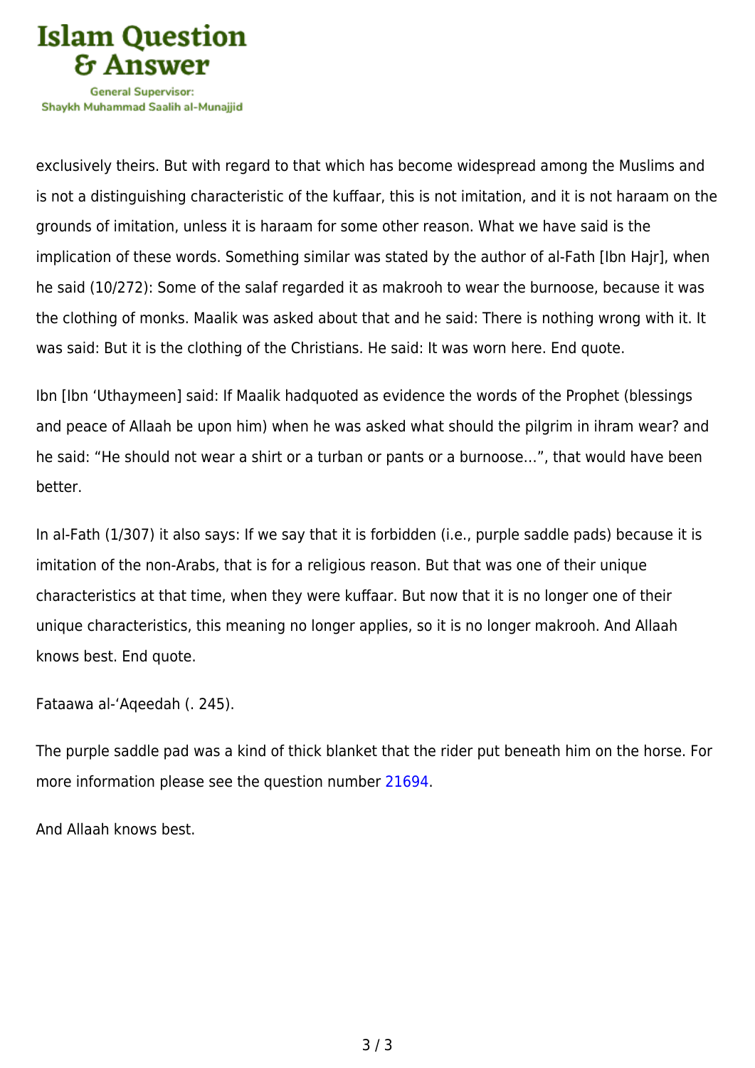exclusively theirs. But with regard to that which has become widespread among the Muslims and is not a distinguishing characteristic of the kuffaar, this is not imitation, and it is not haraam on the grounds of imitation, unless it is haraam for some other reason. What we have said is the implication of these words. Something similar was stated by the author of al-Fath [Ibn Hajr], when he said (10/272): Some of the salaf regarded it as makrooh to wear the burnoose, because it was the clothing of monks. Maalik was asked about that and he said: There is nothing wrong with it. It was said: But it is the clothing of the Christians. He said: It was worn here. End quote.

Ibn [Ibn 'Uthaymeen] said: If Maalik hadquoted as evidence the words of the Prophet (blessings and peace of Allaah be upon him) when he was asked what should the pilgrim in ihram wear? and he said: "He should not wear a shirt or a turban or pants or a burnoose…", that would have been better.

In al-Fath (1/307) it also says: If we say that it is forbidden (i.e., purple saddle pads) because it is imitation of the non-Arabs, that is for a religious reason. But that was one of their unique characteristics at that time, when they were kuffaar. But now that it is no longer one of their unique characteristics, this meaning no longer applies, so it is no longer makrooh. And Allaah knows best. End quote.

Fataawa al-'Aqeedah (. 245).

The purple saddle pad was a kind of thick blanket that the rider put beneath him on the horse. For more information please see the question number 21694.

And Allaah knows best.